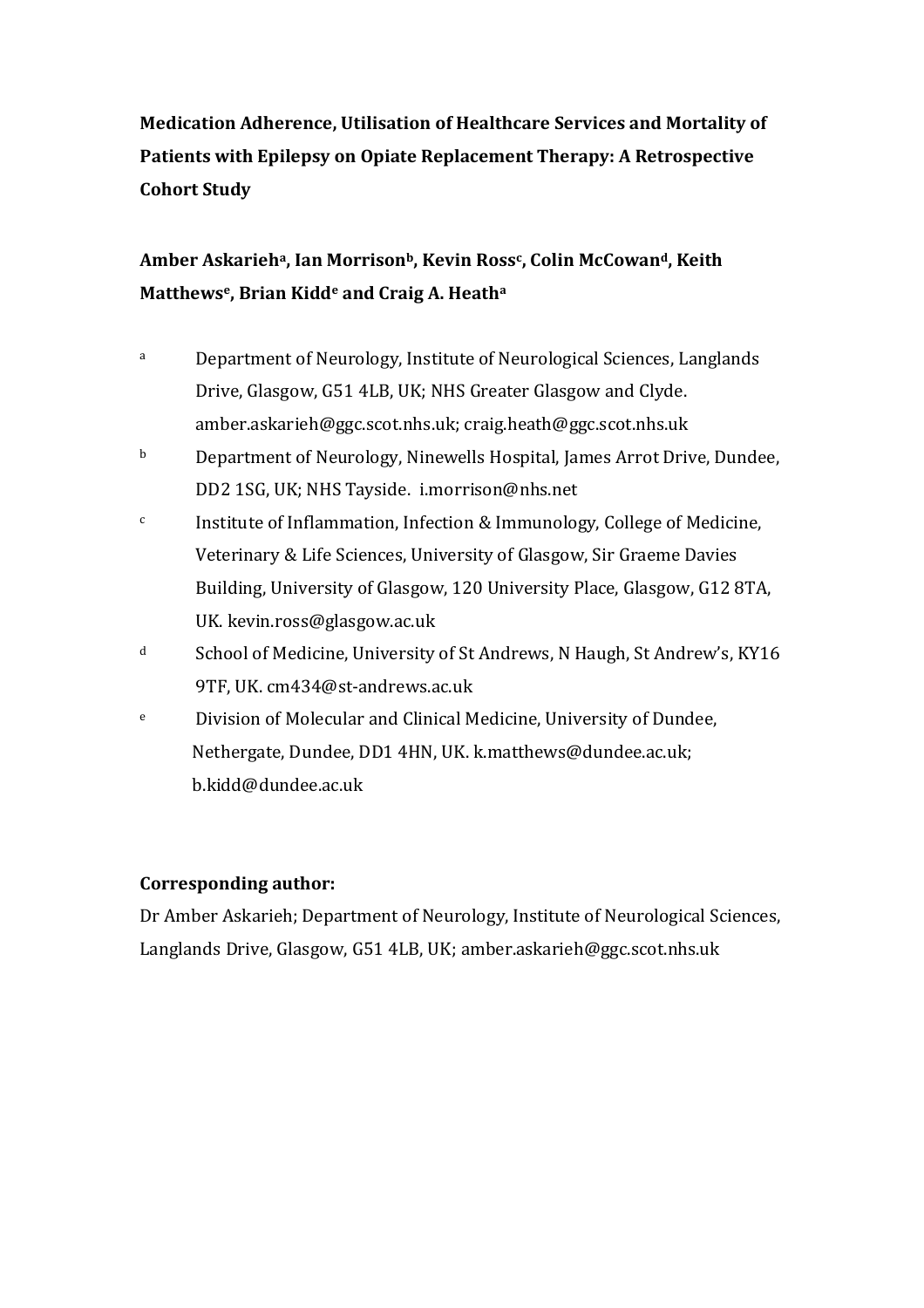**Medication Adherence, Utilisation of Healthcare Services and Mortality of Patients with Epilepsy on Opiate Replacement Therapy: A Retrospective Cohort Study**

**Amber Askarieh[a], Ian Morrison[b], Kevin Ross[c], Colin McCowan[d], Keith Matthews[e], Brian Kidd[e] and Craig A. Heath[a]**

[a] Department of Neurology, Institute of Neurological Sciences, Langlands Drive, Glasgow, G51 4LB, UK; NHS Greater Glasgow and Clyde. amber.askarieh@ggc.scot.nhs.uk; craig.heath@ggc.scot.nhs.uk

[b] Department of Neurology, Ninewells Hospital, James Arrot Drive, Dundee, DD2 1SG, UK; NHS Tayside. i.morrison@nhs.net

[c] Institute of Inflammation, Infection & Immunology, College of Medicine, Veterinary & Life Sciences, University of Glasgow, Sir Graeme Davies Building, University of Glasgow, 120 University Place, Glasgow, G12 8TA, UK. kevin.ross@glasgow.ac.uk

[d] School of Medicine, University of St Andrews, N Haugh, St Andrew's, KY16 9TF, UK. cm434@st-andrews.ac.uk

[e] Division of Molecular and Clinical Medicine, University of Dundee, Nethergate, Dundee, DD1 4HN, UK. k.matthews@dundee.ac.uk; b.kidd@dundee.ac.uk

**Corresponding author:**

Dr Amber Askarieh; Department of Neurology, Institute of Neurological Sciences, Langlands Drive, Glasgow, G51 4LB, UK; amber.askarieh@ggc.scot.nhs.uk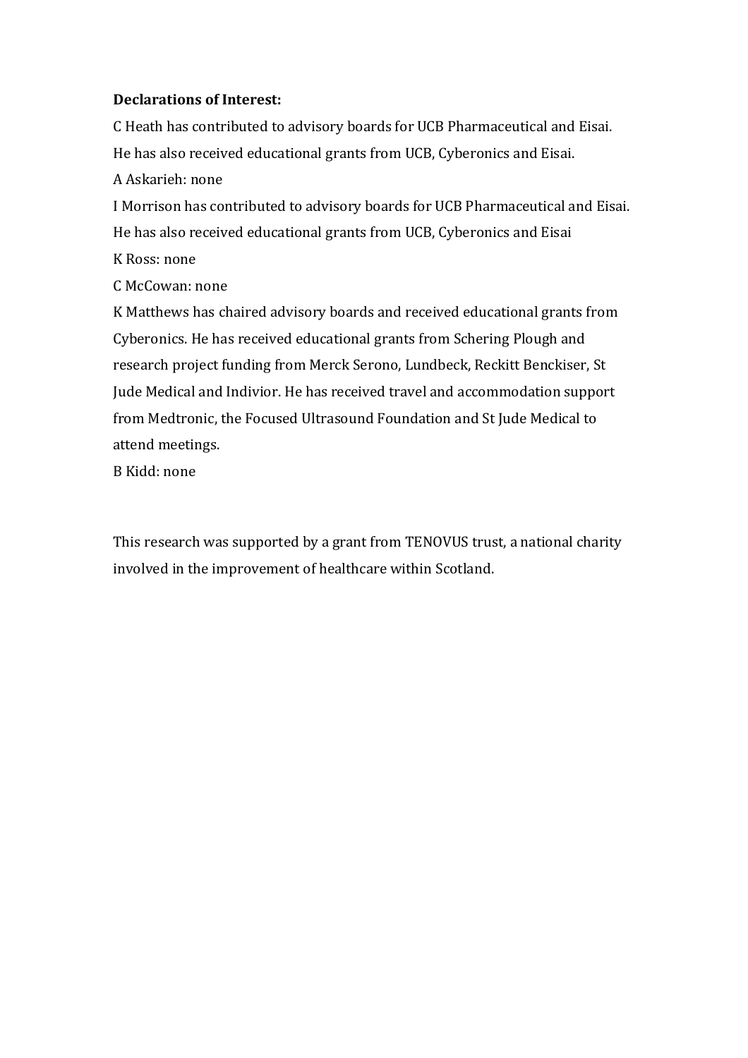**Declarations of Interest:**

C Heath has contributed to advisory boards for UCB Pharmaceutical and Eisai. He has also received educational grants from UCB, Cyberonics and Eisai.

A Askarieh: none

I Morrison has contributed to advisory boards for UCB Pharmaceutical and Eisai. He has also received educational grants from UCB, Cyberonics and Eisai

K Ross: none

C McCowan: none

K Matthews has chaired advisory boards and received educational grants from Cyberonics. He has received educational grants from Schering Plough and research project funding from Merck Serono, Lundbeck, Reckitt Benckiser, St Jude Medical and Indivior. He has received travel and accommodation support from Medtronic, the Focused Ultrasound Foundation and St Jude Medical to attend meetings.

B Kidd: none

This research was supported by a grant from TENOVUS trust, a national charity involved in the improvement of healthcare within Scotland.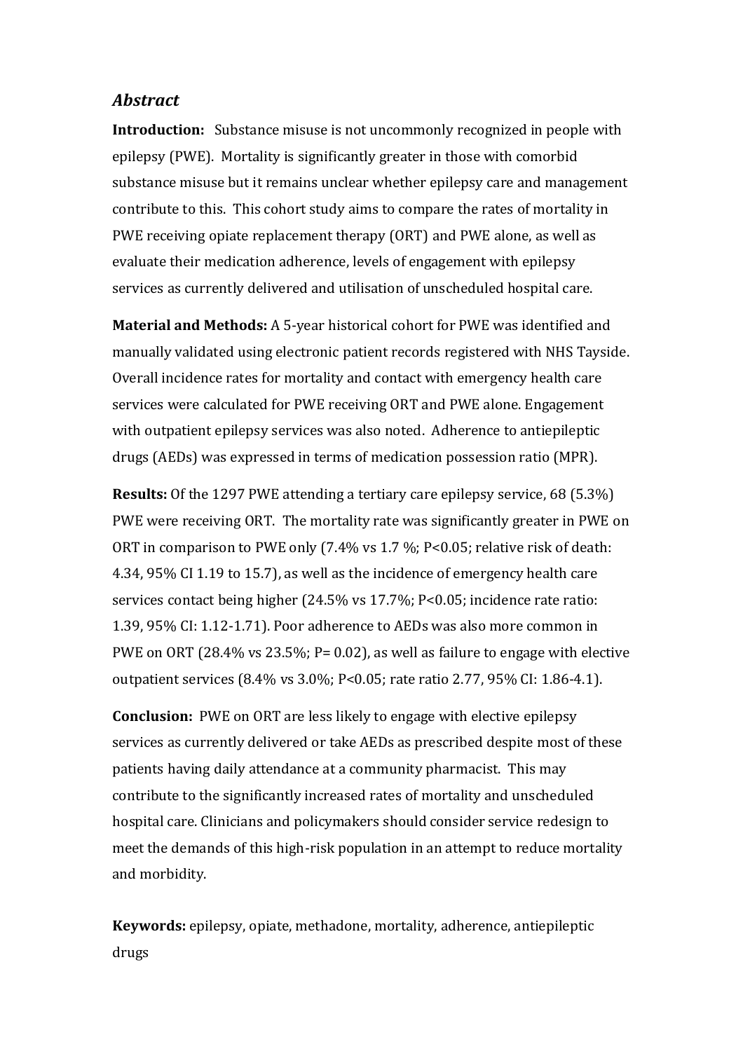## *Abstract*

**Introduction:** Substance misuse is not uncommonly recognized in people with epilepsy (PWE). Mortality is significantly greater in those with comorbid substance misuse but it remains unclear whether epilepsy care and management contribute to this. This cohort study aims to compare the rates of mortality in PWE receiving opiate replacement therapy (ORT) and PWE alone, as well as evaluate their medication adherence, levels of engagement with epilepsy services as currently delivered and utilisation of unscheduled hospital care.

**Material and Methods:** A 5-year historical cohort for PWE was identified and manually validated using electronic patient records registered with NHS Tayside. Overall incidence rates for mortality and contact with emergency health care services were calculated for PWE receiving ORT and PWE alone. Engagement with outpatient epilepsy services was also noted. Adherence to antiepileptic drugs (AEDs) was expressed in terms of medication possession ratio (MPR).

**Results:** Of the 1297 PWE attending a tertiary care epilepsy service, 68 (5.3%) PWE were receiving ORT. The mortality rate was significantly greater in PWE on ORT in comparison to PWE only (7.4% vs 1.7 %; $P<0.05$; relative risk of death: 4.34, 95% CI 1.19 to 15.7), as well as the incidence of emergency health care services contact being higher (24.5% vs 17.7%; $P<0.05$; incidence rate ratio: 1.39, 95% CI: 1.12-1.71). Poor adherence to AEDs was also more common in PWE on ORT (28.4% vs 23.5%; $P= 0.02$), as well as failure to engage with elective outpatient services (8.4% vs 3.0%; $P<0.05$; rate ratio 2.77, 95% CI: 1.86-4.1).

**Conclusion:** PWE on ORT are less likely to engage with elective epilepsy services as currently delivered or take AEDs as prescribed despite most of these patients having daily attendance at a community pharmacist. This may contribute to the significantly increased rates of mortality and unscheduled hospital care. Clinicians and policymakers should consider service redesign to meet the demands of this high-risk population in an attempt to reduce mortality and morbidity.

**Keywords:** epilepsy, opiate, methadone, mortality, adherence, antiepileptic drugs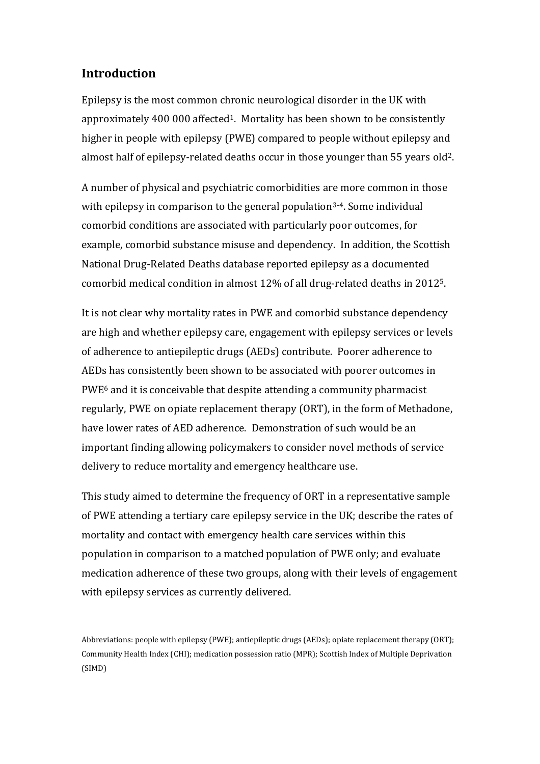## Introduction

Epilepsy is the most common chronic neurological disorder in the UK with approximately 400 000 affected[1]. Mortality has been shown to be consistently higher in people with epilepsy (PWE) compared to people without epilepsy and almost half of epilepsy-related deaths occur in those younger than 55 years old[2].

A number of physical and psychiatric comorbidities are more common in those with epilepsy in comparison to the general population[3-4]. Some individual comorbid conditions are associated with particularly poor outcomes, for example, comorbid substance misuse and dependency. In addition, the Scottish National Drug-Related Deaths database reported epilepsy as a documented comorbid medical condition in almost 12% of all drug-related deaths in 2012[5].

It is not clear why mortality rates in PWE and comorbid substance dependency are high and whether epilepsy care, engagement with epilepsy services or levels of adherence to antiepileptic drugs (AEDs) contribute. Poorer adherence to AEDs has consistently been shown to be associated with poorer outcomes in PWE[6] and it is conceivable that despite attending a community pharmacist regularly, PWE on opiate replacement therapy (ORT), in the form of Methadone, have lower rates of AED adherence. Demonstration of such would be an important finding allowing policymakers to consider novel methods of service delivery to reduce mortality and emergency healthcare use.

This study aimed to determine the frequency of ORT in a representative sample of PWE attending a tertiary care epilepsy service in the UK; describe the rates of mortality and contact with emergency health care services within this population in comparison to a matched population of PWE only; and evaluate medication adherence of these two groups, along with their levels of engagement with epilepsy services as currently delivered.

Abbreviations: people with epilepsy (PWE); antiepileptic drugs (AEDs); opiate replacement therapy (ORT); Community Health Index (CHI); medication possession ratio (MPR); Scottish Index of Multiple Deprivation (SIMD)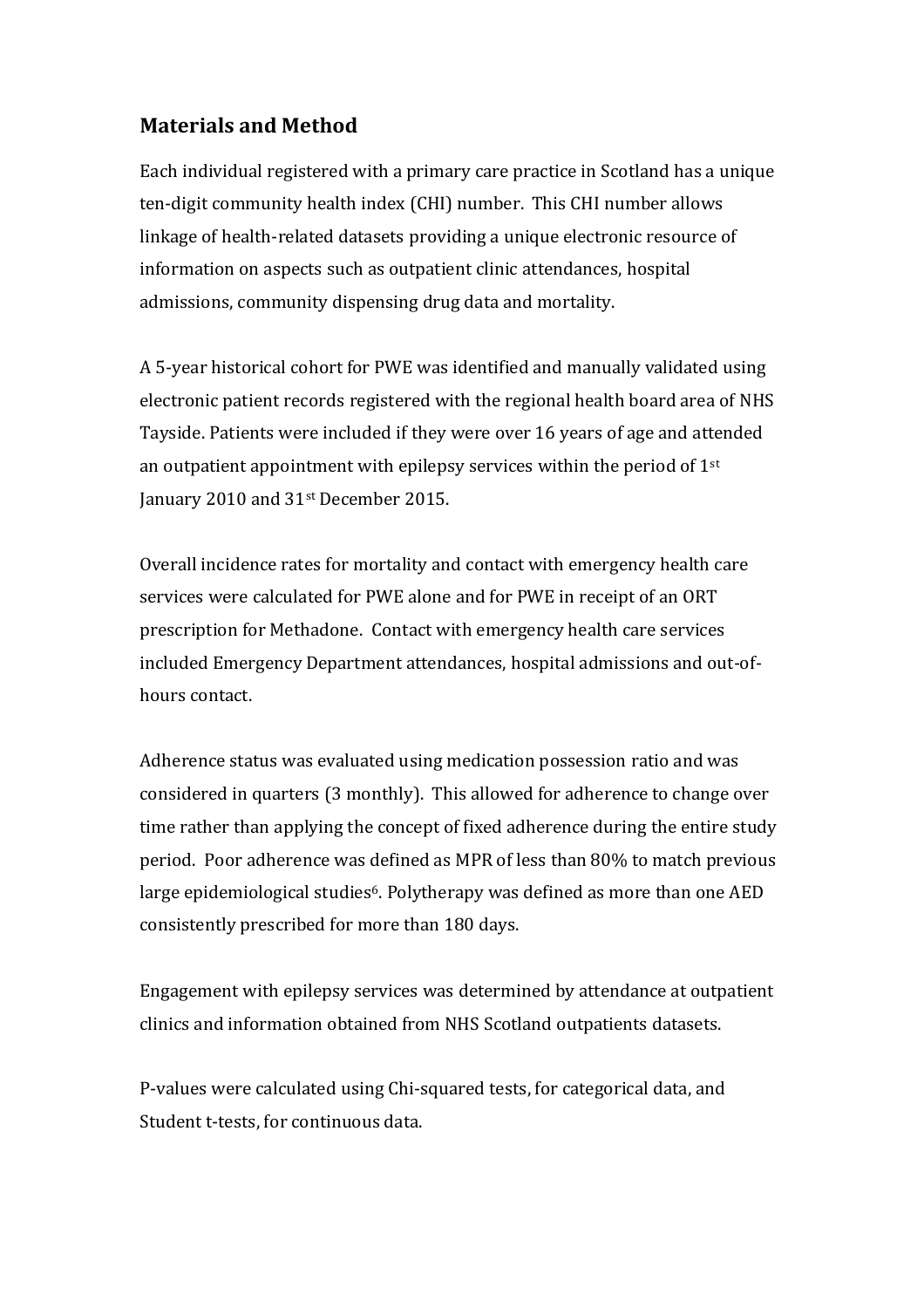## Materials and Method

Each individual registered with a primary care practice in Scotland has a unique ten-digit community health index (CHI) number. This CHI number allows linkage of health-related datasets providing a unique electronic resource of information on aspects such as outpatient clinic attendances, hospital admissions, community dispensing drug data and mortality.

A 5-year historical cohort for PWE was identified and manually validated using electronic patient records registered with the regional health board area of NHS Tayside. Patients were included if they were over 16 years of age and attended an outpatient appointment with epilepsy services within the period of 1st January 2010 and 31st December 2015.

Overall incidence rates for mortality and contact with emergency health care services were calculated for PWE alone and for PWE in receipt of an ORT prescription for Methadone. Contact with emergency health care services included Emergency Department attendances, hospital admissions and out-of-hours contact.

Adherence status was evaluated using medication possession ratio and was considered in quarters (3 monthly). This allowed for adherence to change over time rather than applying the concept of fixed adherence during the entire study period. Poor adherence was defined as MPR of less than 80% to match previous large epidemiological studies[6]. Polytherapy was defined as more than one AED consistently prescribed for more than 180 days.

Engagement with epilepsy services was determined by attendance at outpatient clinics and information obtained from NHS Scotland outpatients datasets.

P-values were calculated using Chi-squared tests, for categorical data, and Student t-tests, for continuous data.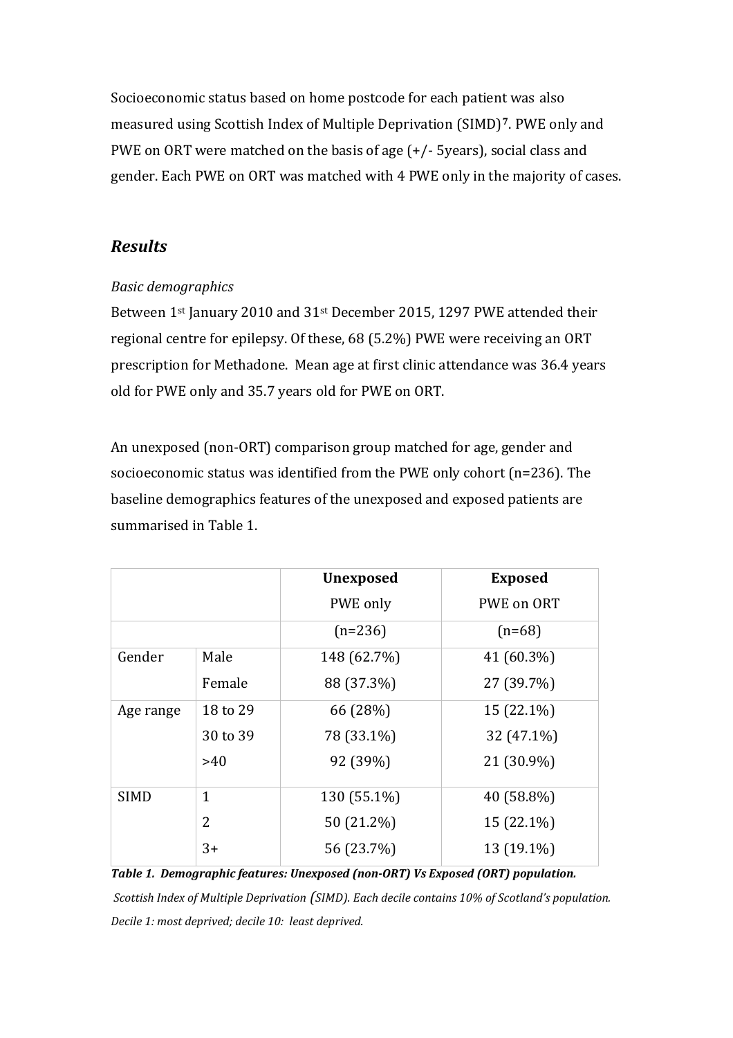Socioeconomic status based on home postcode for each patient was also measured using Scottish Index of Multiple Deprivation (SIMD)[7]. PWE only and PWE on ORT were matched on the basis of age (+/- 5years), social class and gender. Each PWE on ORT was matched with 4 PWE only in the majority of cases.

## *Results*

*Basic demographics*

Between 1st January 2010 and 31st December 2015, 1297 PWE attended their regional centre for epilepsy. Of these, 68 (5.2%) PWE were receiving an ORT prescription for Methadone. Mean age at first clinic attendance was 36.4 years old for PWE only and 35.7 years old for PWE on ORT.

An unexposed (non-ORT) comparison group matched for age, gender and socioeconomic status was identified from the PWE only cohort (n=236). The baseline demographics features of the unexposed and exposed patients are summarised in Table 1.

| | | **Unexposed** PWE only | **Exposed** PWE on ORT |
|---|---|---|---|
| | | (n=236) | (n=68) |
| Gender | Male | 148 (62.7%) | 41 (60.3%) |
| | Female | 88 (37.3%) | 27 (39.7%) |
| Age range | 18 to 29 | 66 (28%) | 15 (22.1%) |
| | 30 to 39 | 78 (33.1%) | 32 (47.1%) |
| | >40 | 92 (39%) | 21 (30.9%) |
| SIMD | 1 | 130 (55.1%) | 40 (58.8%) |
| | 2 | 50 (21.2%) | 15 (22.1%) |
| | 3+ | 56 (23.7%) | 13 (19.1%) |

***Table 1. Demographic features: Unexposed (non-ORT) Vs Exposed (ORT) population.***

*Scottish Index of Multiple Deprivation (SIMD). Each decile contains 10% of Scotland's population. Decile 1: most deprived; decile 10: least deprived.*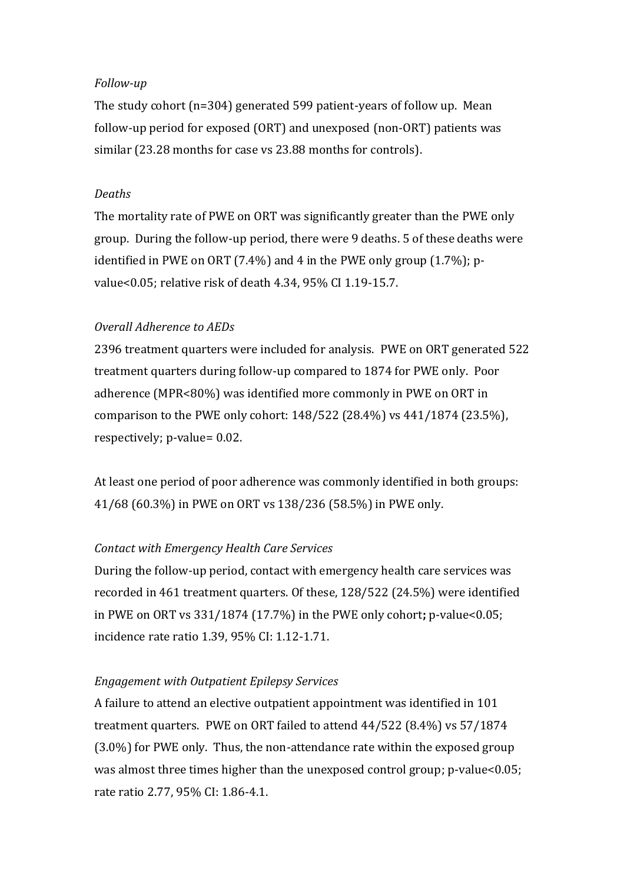*Follow-up*

The study cohort (n=304) generated 599 patient-years of follow up. Mean follow-up period for exposed (ORT) and unexposed (non-ORT) patients was similar (23.28 months for case vs 23.88 months for controls).

*Deaths*

The mortality rate of PWE on ORT was significantly greater than the PWE only group. During the follow-up period, there were 9 deaths. 5 of these deaths were identified in PWE on ORT (7.4%) and 4 in the PWE only group (1.7%); p-value<0.05; relative risk of death 4.34, 95% CI 1.19-15.7.

*Overall Adherence to AEDs*

2396 treatment quarters were included for analysis. PWE on ORT generated 522 treatment quarters during follow-up compared to 1874 for PWE only. Poor adherence (MPR<80%) was identified more commonly in PWE on ORT in comparison to the PWE only cohort: 148/522 (28.4%) vs 441/1874 (23.5%), respectively; p-value= 0.02.

At least one period of poor adherence was commonly identified in both groups: 41/68 (60.3%) in PWE on ORT vs 138/236 (58.5%) in PWE only.

*Contact with Emergency Health Care Services*

During the follow-up period, contact with emergency health care services was recorded in 461 treatment quarters. Of these, 128/522 (24.5%) were identified in PWE on ORT vs 331/1874 (17.7%) in the PWE only cohort**;** p-value<0.05; incidence rate ratio 1.39, 95% CI: 1.12-1.71.

*Engagement with Outpatient Epilepsy Services*

A failure to attend an elective outpatient appointment was identified in 101 treatment quarters. PWE on ORT failed to attend 44/522 (8.4%) vs 57/1874 (3.0%) for PWE only. Thus, the non-attendance rate within the exposed group was almost three times higher than the unexposed control group; p-value<0.05; rate ratio 2.77, 95% CI: 1.86-4.1.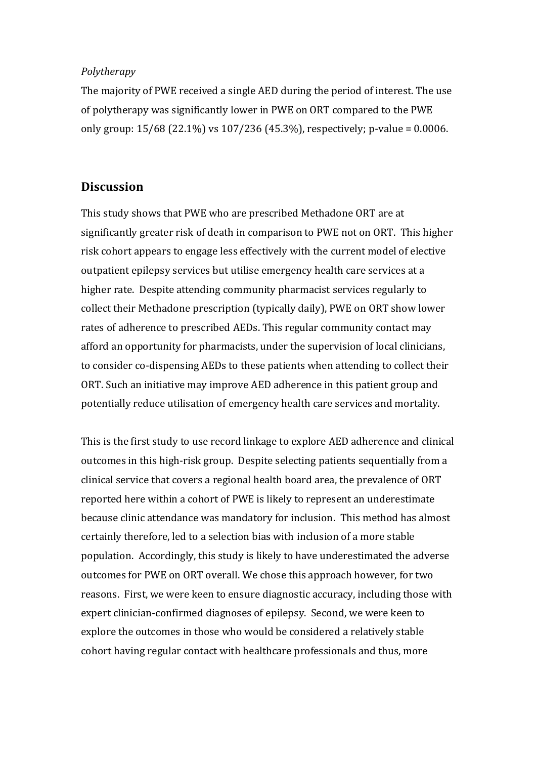*Polytherapy*

The majority of PWE received a single AED during the period of interest. The use of polytherapy was significantly lower in PWE on ORT compared to the PWE only group: 15/68 (22.1%) vs 107/236 (45.3%), respectively; p-value = 0.0006.

## Discussion

This study shows that PWE who are prescribed Methadone ORT are at significantly greater risk of death in comparison to PWE not on ORT. This higher risk cohort appears to engage less effectively with the current model of elective outpatient epilepsy services but utilise emergency health care services at a higher rate. Despite attending community pharmacist services regularly to collect their Methadone prescription (typically daily), PWE on ORT show lower rates of adherence to prescribed AEDs. This regular community contact may afford an opportunity for pharmacists, under the supervision of local clinicians, to consider co-dispensing AEDs to these patients when attending to collect their ORT. Such an initiative may improve AED adherence in this patient group and potentially reduce utilisation of emergency health care services and mortality.

This is the first study to use record linkage to explore AED adherence and clinical outcomes in this high-risk group. Despite selecting patients sequentially from a clinical service that covers a regional health board area, the prevalence of ORT reported here within a cohort of PWE is likely to represent an underestimate because clinic attendance was mandatory for inclusion. This method has almost certainly therefore, led to a selection bias with inclusion of a more stable population. Accordingly, this study is likely to have underestimated the adverse outcomes for PWE on ORT overall. We chose this approach however, for two reasons. First, we were keen to ensure diagnostic accuracy, including those with expert clinician-confirmed diagnoses of epilepsy. Second, we were keen to explore the outcomes in those who would be considered a relatively stable cohort having regular contact with healthcare professionals and thus, more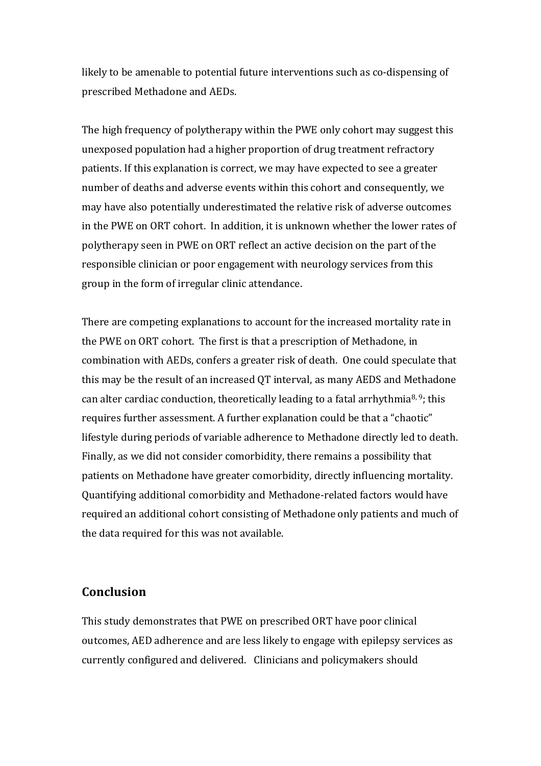likely to be amenable to potential future interventions such as co-dispensing of prescribed Methadone and AEDs.

The high frequency of polytherapy within the PWE only cohort may suggest this unexposed population had a higher proportion of drug treatment refractory patients. If this explanation is correct, we may have expected to see a greater number of deaths and adverse events within this cohort and consequently, we may have also potentially underestimated the relative risk of adverse outcomes in the PWE on ORT cohort. In addition, it is unknown whether the lower rates of polytherapy seen in PWE on ORT reflect an active decision on the part of the responsible clinician or poor engagement with neurology services from this group in the form of irregular clinic attendance.

There are competing explanations to account for the increased mortality rate in the PWE on ORT cohort. The first is that a prescription of Methadone, in combination with AEDs, confers a greater risk of death. One could speculate that this may be the result of an increased QT interval, as many AEDS and Methadone can alter cardiac conduction, theoretically leading to a fatal arrhythmia[8, 9]; this requires further assessment. A further explanation could be that a "chaotic" lifestyle during periods of variable adherence to Methadone directly led to death. Finally, as we did not consider comorbidity, there remains a possibility that patients on Methadone have greater comorbidity, directly influencing mortality. Quantifying additional comorbidity and Methadone-related factors would have required an additional cohort consisting of Methadone only patients and much of the data required for this was not available.

## Conclusion

This study demonstrates that PWE on prescribed ORT have poor clinical outcomes, AED adherence and are less likely to engage with epilepsy services as currently configured and delivered. Clinicians and policymakers should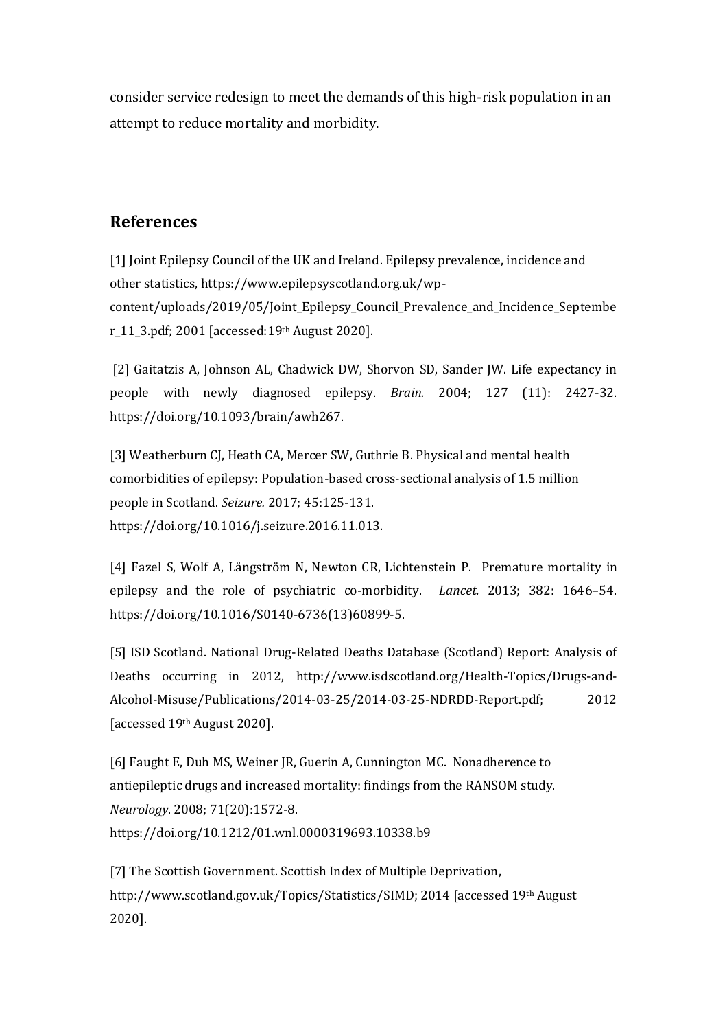consider service redesign to meet the demands of this high-risk population in an attempt to reduce mortality and morbidity.

## References

[1] Joint Epilepsy Council of the UK and Ireland. Epilepsy prevalence, incidence and other statistics, https://www.epilepsyscotland.org.uk/wp-content/uploads/2019/05/Joint_Epilepsy_Council_Prevalence_and_Incidence_September_11_3.pdf; 2001 [accessed:19th August 2020].

[2] Gaitatzis A, Johnson AL, Chadwick DW, Shorvon SD, Sander JW. Life expectancy in people with newly diagnosed epilepsy. *Brain.* 2004; 127 (11): 2427-32. https://doi.org/10.1093/brain/awh267.

[3] Weatherburn CJ, Heath CA, Mercer SW, Guthrie B. Physical and mental health comorbidities of epilepsy: Population-based cross-sectional analysis of 1.5 million people in Scotland. *Seizure.* 2017; 45:125-131. https://doi.org/10.1016/j.seizure.2016.11.013.

[4] Fazel S, Wolf A, Långström N, Newton CR, Lichtenstein P. Premature mortality in epilepsy and the role of psychiatric co-morbidity. *Lancet.* 2013; 382: 1646–54. https://doi.org/10.1016/S0140-6736(13)60899-5.

[5] ISD Scotland. National Drug-Related Deaths Database (Scotland) Report: Analysis of Deaths occurring in 2012, http://www.isdscotland.org/Health-Topics/Drugs-and-Alcohol-Misuse/Publications/2014-03-25/2014-03-25-NDRDD-Report.pdf; 2012 [accessed 19th August 2020].

[6] Faught E, Duh MS, Weiner JR, Guerin A, Cunnington MC. Nonadherence to antiepileptic drugs and increased mortality: findings from the RANSOM study. *Neurology*. 2008; 71(20):1572-8. https://doi.org/10.1212/01.wnl.0000319693.10338.b9

[7] The Scottish Government. Scottish Index of Multiple Deprivation, http://www.scotland.gov.uk/Topics/Statistics/SIMD; 2014 [accessed 19th August 2020].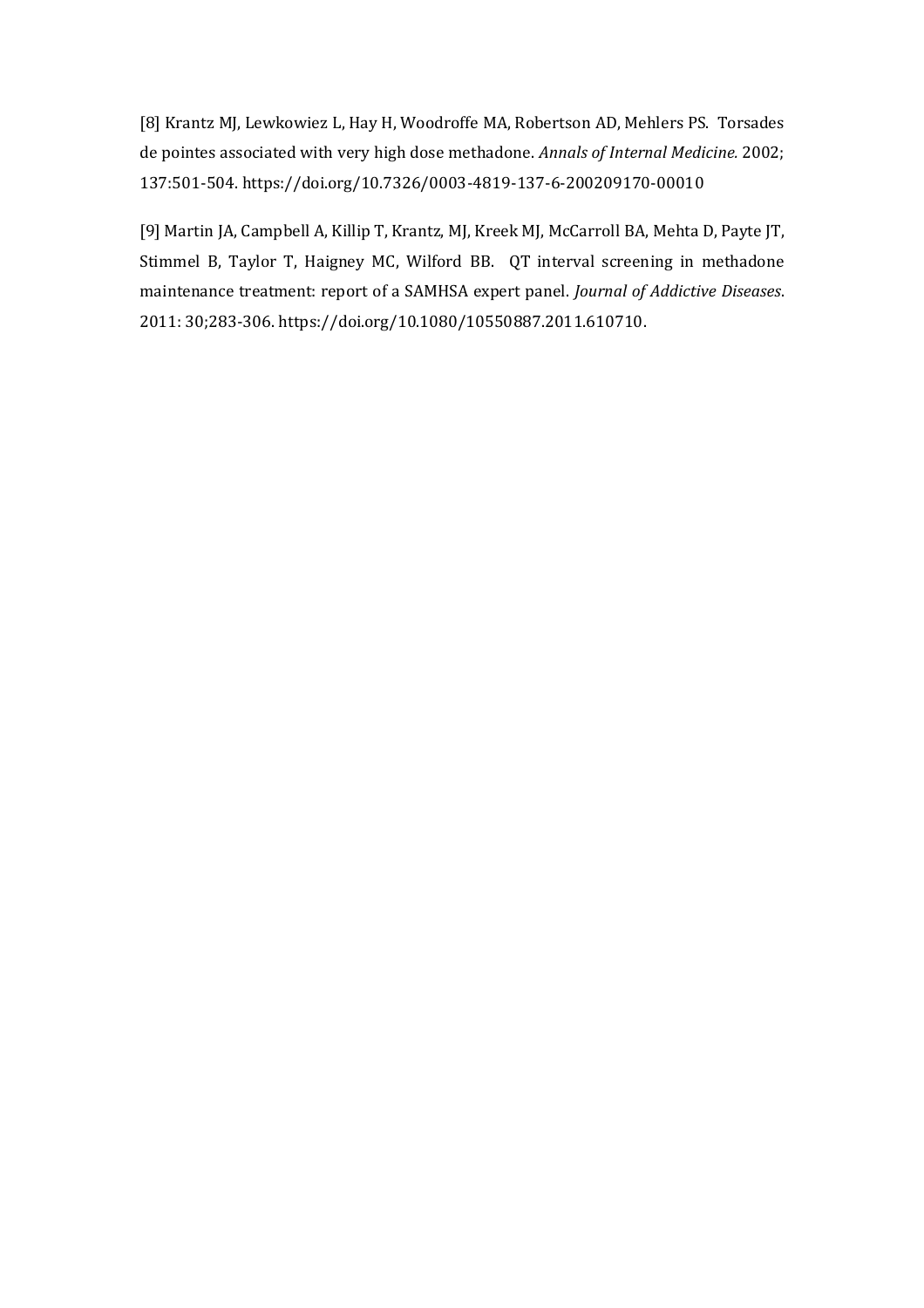[8] Krantz MJ, Lewkowiez L, Hay H, Woodroffe MA, Robertson AD, Mehlers PS. Torsades de pointes associated with very high dose methadone. *Annals of Internal Medicine.* 2002; 137:501-504. https://doi.org/10.7326/0003-4819-137-6-200209170-00010

[9] Martin JA, Campbell A, Killip T, Krantz, MJ, Kreek MJ, McCarroll BA, Mehta D, Payte JT, Stimmel B, Taylor T, Haigney MC, Wilford BB. QT interval screening in methadone maintenance treatment: report of a SAMHSA expert panel. *Journal of Addictive Diseases*. 2011: 30;283-306. https://doi.org/10.1080/10550887.2011.610710.